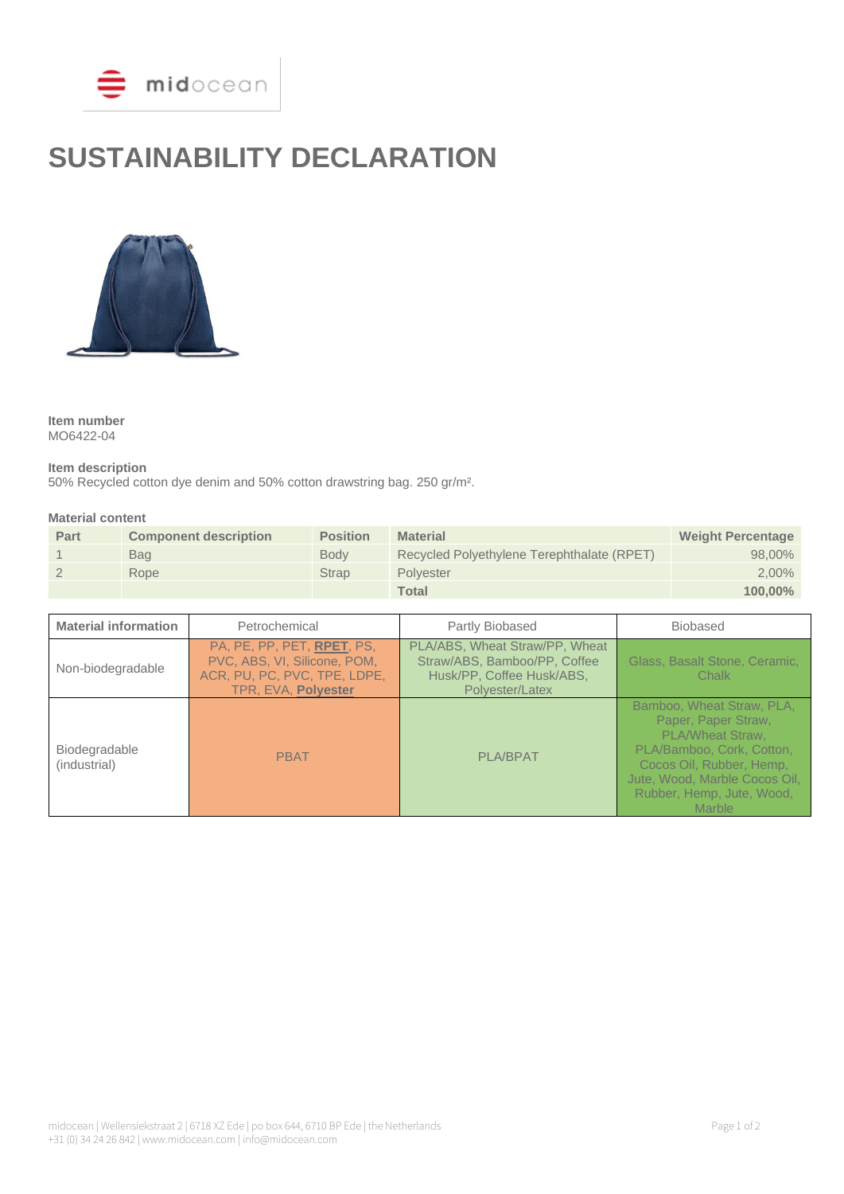# SUSTAINABILITY DECLARATION

**Item number**
MO6422-04

**Item description**
50% Recycled cotton dye denim and 50% cotton drawstring bag. 250 gr/m².

**Material content**

| Part | Component description | Position | Material | Weight Percentage |
|---|---|---|---|---|
| 1 | Bag | Body | Recycled Polyethylene Terephthalate (RPET) | 98,00% |
| 2 | Rope | Strap | Polyester | 2,00% |
| | | | **Total** | **100,00%** |

| Material information | Petrochemical | Partly Biobased | Biobased |
|---|---|---|---|
| Non-biodegradable | PA, PE, PP, PET, **RPET**, PS, PVC, ABS, VI, Silicone, POM, ACR, PU, PC, PVC, TPE, LDPE, TPR, EVA, **Polyester** | PLA/ABS, Wheat Straw/PP, Wheat Straw/ABS, Bamboo/PP, Coffee Husk/PP, Coffee Husk/ABS, Polyester/Latex | Glass, Basalt Stone, Ceramic, Chalk |
| Biodegradable (industrial) | PBAT | PLA/BPAT | Bamboo, Wheat Straw, PLA, Paper, Paper Straw, PLA/Wheat Straw, PLA/Bamboo, Cork, Cotton, Cocos Oil, Rubber, Hemp, Jute, Wood, Marble Cocos Oil, Rubber, Hemp, Jute, Wood, Marble |

midocean | Wellensiekstraat 2 | 6718 XZ Ede | po box 644, 6710 BP Ede | the Netherlands
+31 (0) 34 24 26 842 | www.midocean.com | info@midocean.com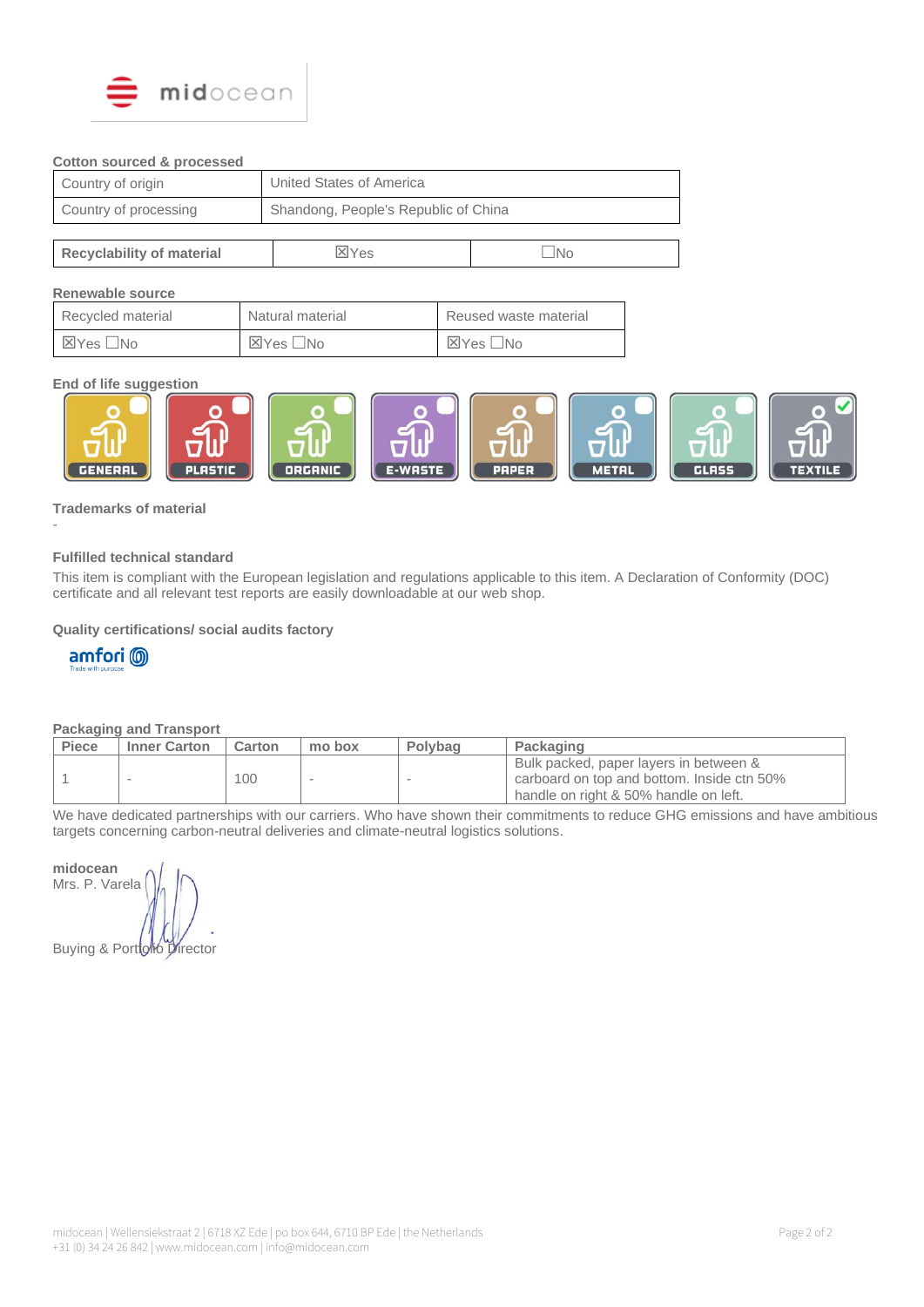### Cotton sourced & processed

| | |
|---|---|
| Country of origin | United States of America |
| Country of processing | Shandong, People's Republic of China |

| | | |
|---|---|---|
| **Recyclability of material** | ☒Yes | ☐No |

### Renewable source

| Recycled material | Natural material | Reused waste material |
|---|---|---|
| ☒Yes ☐No | ☒Yes ☐No | ☒Yes ☐No |

### End of life suggestion

GENERAL ☐ | PLASTIC ☐ | ORGANIC ☐ | E-WASTE ☐ | PAPER ☐ | METAL ☐ | GLASS ☐ | TEXTILE ☑

### Trademarks of material

-

### Fulfilled technical standard

This item is compliant with the European legislation and regulations applicable to this item. A Declaration of Conformity (DOC) certificate and all relevant test reports are easily downloadable at our web shop.

### Quality certifications/ social audits factory

amfori
Trade with purpose

### Packaging and Transport

| Piece | Inner Carton | Carton | mo box | Polybag | Packaging |
|---|---|---|---|---|---|
| 1 | - | 100 | - | - | Bulk packed, paper layers in between & carboard on top and bottom. Inside ctn 50% handle on right & 50% handle on left. |

We have dedicated partnerships with our carriers. Who have shown their commitments to reduce GHG emissions and have ambitious targets concerning carbon-neutral deliveries and climate-neutral logistics solutions.

**midocean**
Mrs. P. Varela

Buying & Portfolio Director

midocean | Wellensiekstraat 2 | 6718 XZ Ede | po box 644, 6710 BP Ede | the Netherlands
+31 (0) 34 24 26 842 | www.midocean.com | info@midocean.com